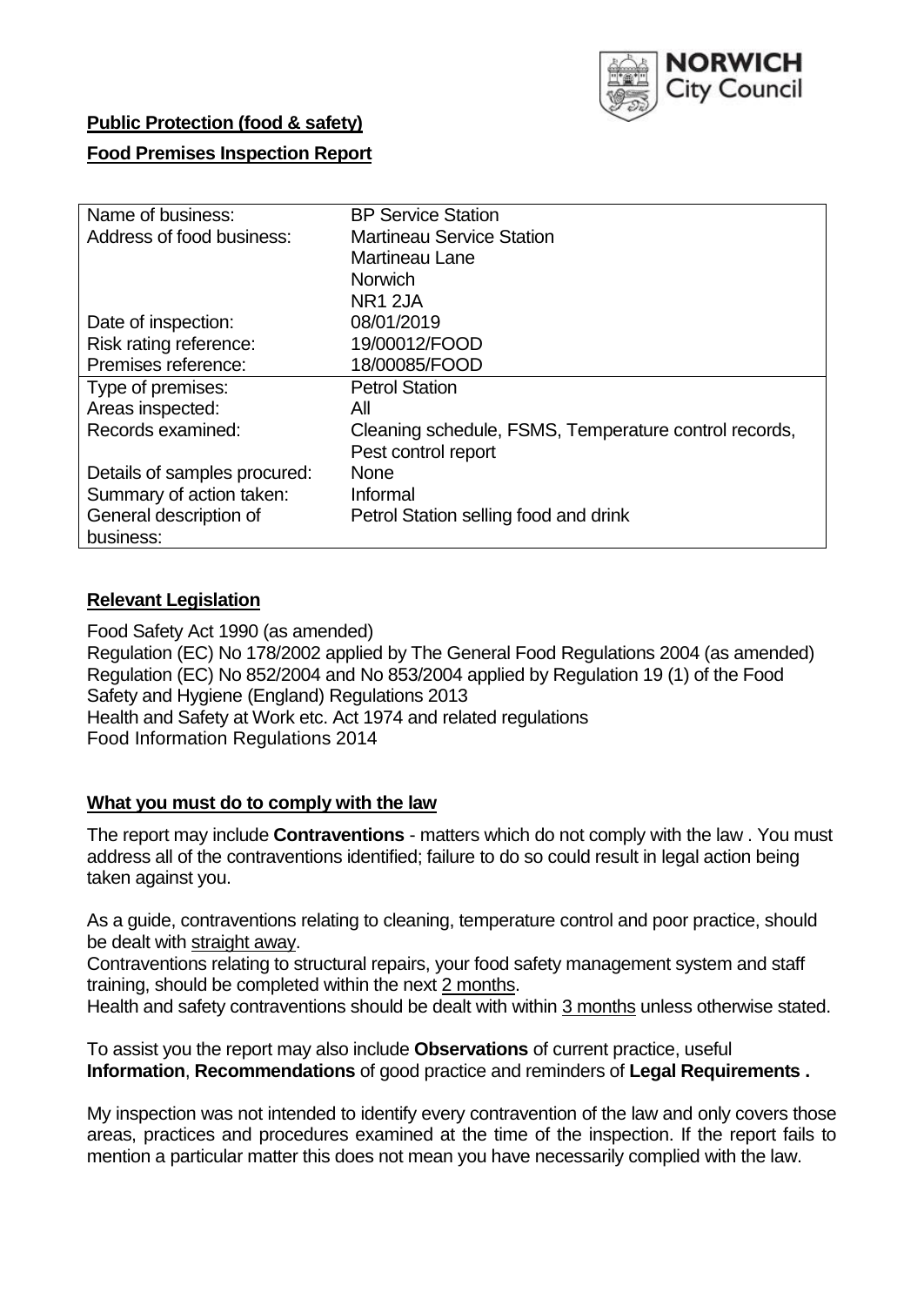**Public Protection (food & safety)**

**Food Premises Inspection Report**

| | |
|---|---|
| Name of business: | BP Service Station |
| Address of food business: | Martineau Service Station<br>Martineau Lane<br>Norwich<br>NR1 2JA |
| Date of inspection: | 08/01/2019 |
| Risk rating reference: | 19/00012/FOOD |
| Premises reference: | 18/00085/FOOD |
| Type of premises: | Petrol Station |
| Areas inspected: | All |
| Records examined: | Cleaning schedule, FSMS, Temperature control records, Pest control report |
| Details of samples procured: | None |
| Summary of action taken: | Informal |
| General description of business: | Petrol Station selling food and drink |

## Relevant Legislation

Food Safety Act 1990 (as amended)
Regulation (EC) No 178/2002 applied by The General Food Regulations 2004 (as amended)
Regulation (EC) No 852/2004 and No 853/2004 applied by Regulation 19 (1) of the Food Safety and Hygiene (England) Regulations 2013
Health and Safety at Work etc. Act 1974 and related regulations
Food Information Regulations 2014

## What you must do to comply with the law

The report may include **Contraventions** - matters which do not comply with the law . You must address all of the contraventions identified; failure to do so could result in legal action being taken against you.

As a guide, contraventions relating to cleaning, temperature control and poor practice, should be dealt with straight away.

Contraventions relating to structural repairs, your food safety management system and staff training, should be completed within the next 2 months.

Health and safety contraventions should be dealt with within 3 months unless otherwise stated.

To assist you the report may also include **Observations** of current practice, useful **Information**, **Recommendations** of good practice and reminders of **Legal Requirements .**

My inspection was not intended to identify every contravention of the law and only covers those areas, practices and procedures examined at the time of the inspection. If the report fails to mention a particular matter this does not mean you have necessarily complied with the law.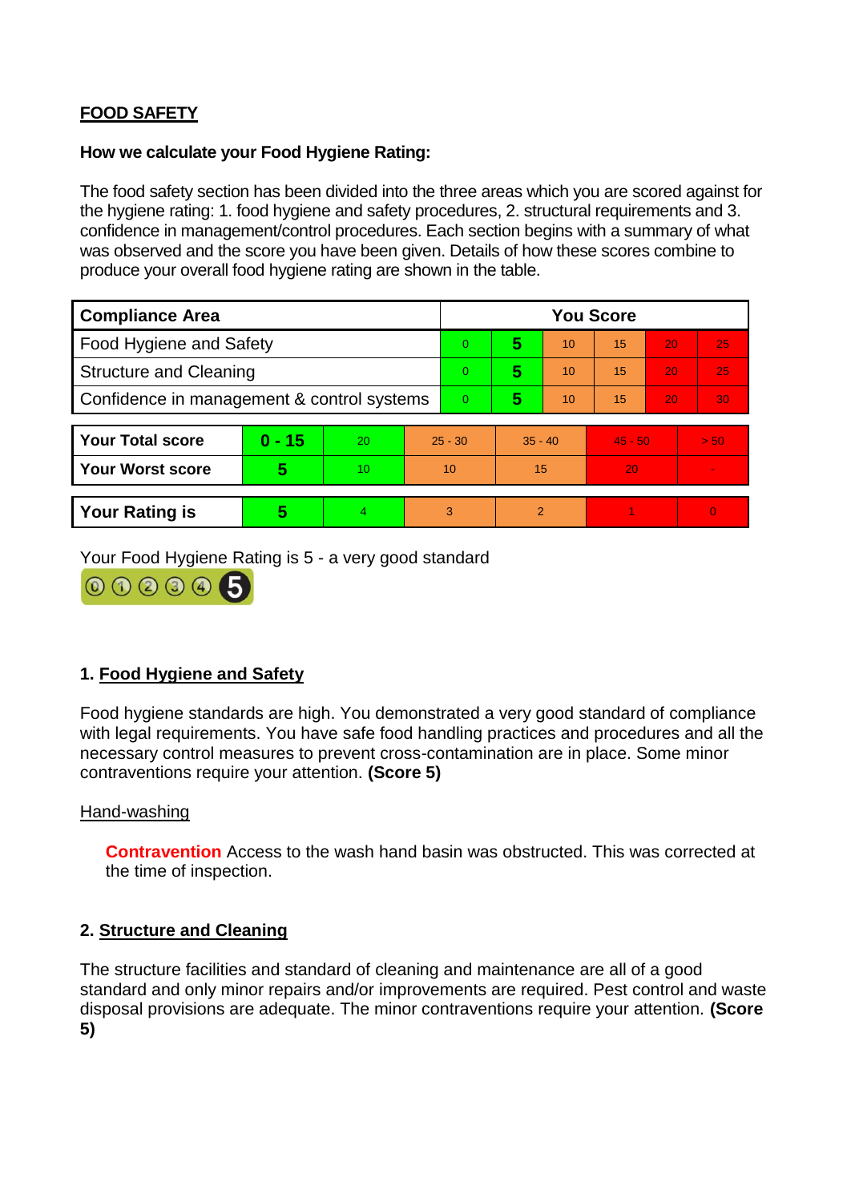## FOOD SAFETY

**How we calculate your Food Hygiene Rating:**

The food safety section has been divided into the three areas which you are scored against for the hygiene rating: 1. food hygiene and safety procedures, 2. structural requirements and 3. confidence in management/control procedures. Each section begins with a summary of what was observed and the score you have been given. Details of how these scores combine to produce your overall food hygiene rating are shown in the table.

| Compliance Area | You Score | | | | | |
|---|---|---|---|---|---|---|
| Food Hygiene and Safety | 0 | **5** | 10 | 15 | 20 | 25 |
| Structure and Cleaning | 0 | **5** | 10 | 15 | 20 | 25 |
| Confidence in management & control systems | 0 | **5** | 10 | 15 | 20 | 30 |

| | | | | | | |
|---|---|---|---|---|---|---|
| **Your Total score** | **0 - 15** | 20 | 25 - 30 | 35 - 40 | 45 - 50 | > 50 |
| **Your Worst score** | **5** | 10 | 10 | 15 | 20 | - |

| | | | | | | |
|---|---|---|---|---|---|---|
| **Your Rating is** | **5** | 4 | 3 | 2 | 1 | 0 |

Your Food Hygiene Rating is 5 - a very good standard

### 1. Food Hygiene and Safety

Food hygiene standards are high. You demonstrated a very good standard of compliance with legal requirements. You have safe food handling practices and procedures and all the necessary control measures to prevent cross-contamination are in place. Some minor contraventions require your attention. **(Score 5)**

Hand-washing

**Contravention** Access to the wash hand basin was obstructed. This was corrected at the time of inspection.

### 2. Structure and Cleaning

The structure facilities and standard of cleaning and maintenance are all of a good standard and only minor repairs and/or improvements are required. Pest control and waste disposal provisions are adequate. The minor contraventions require your attention. **(Score 5)**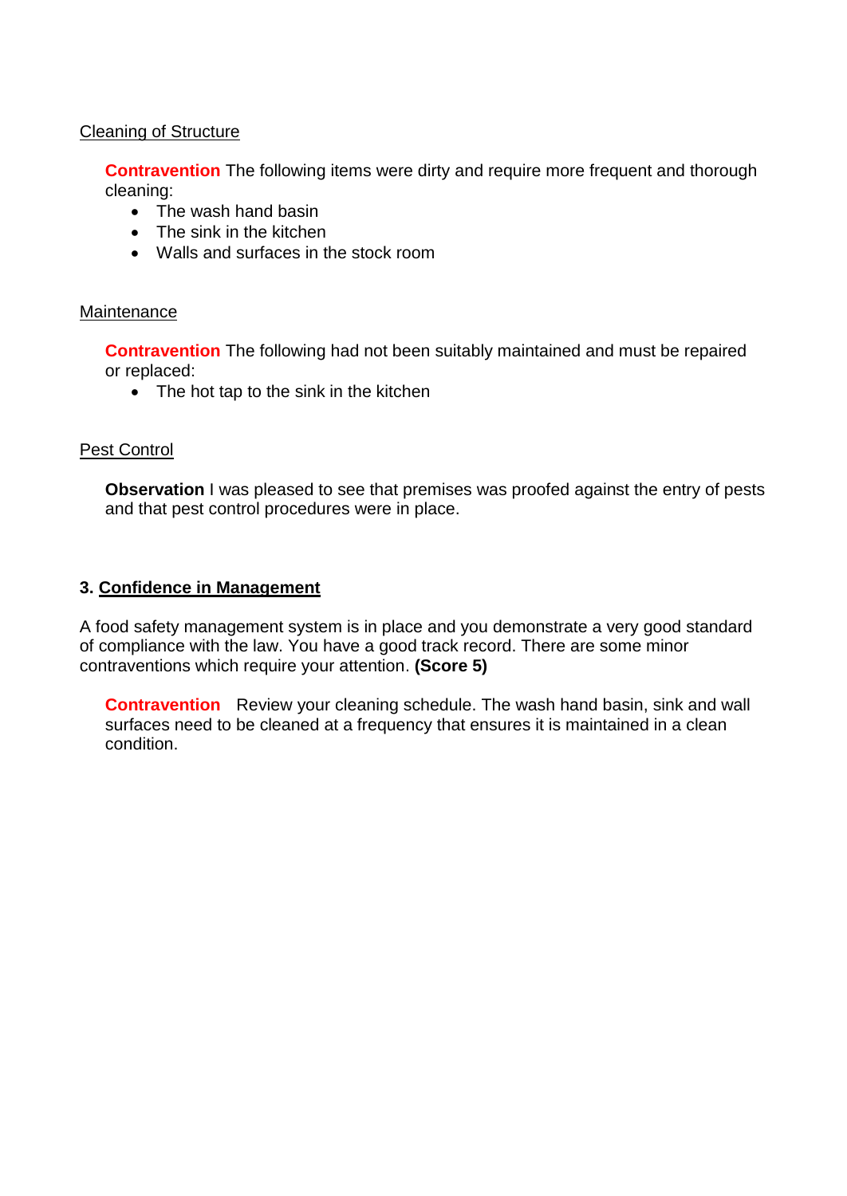Cleaning of Structure

**Contravention** The following items were dirty and require more frequent and thorough cleaning:

- The wash hand basin
- The sink in the kitchen
- Walls and surfaces in the stock room

Maintenance

**Contravention** The following had not been suitably maintained and must be repaired or replaced:

- The hot tap to the sink in the kitchen

Pest Control

**Observation** I was pleased to see that premises was proofed against the entry of pests and that pest control procedures were in place.

### 3. Confidence in Management

A food safety management system is in place and you demonstrate a very good standard of compliance with the law. You have a good track record. There are some minor contraventions which require your attention. **(Score 5)**

**Contravention** Review your cleaning schedule. The wash hand basin, sink and wall surfaces need to be cleaned at a frequency that ensures it is maintained in a clean condition.